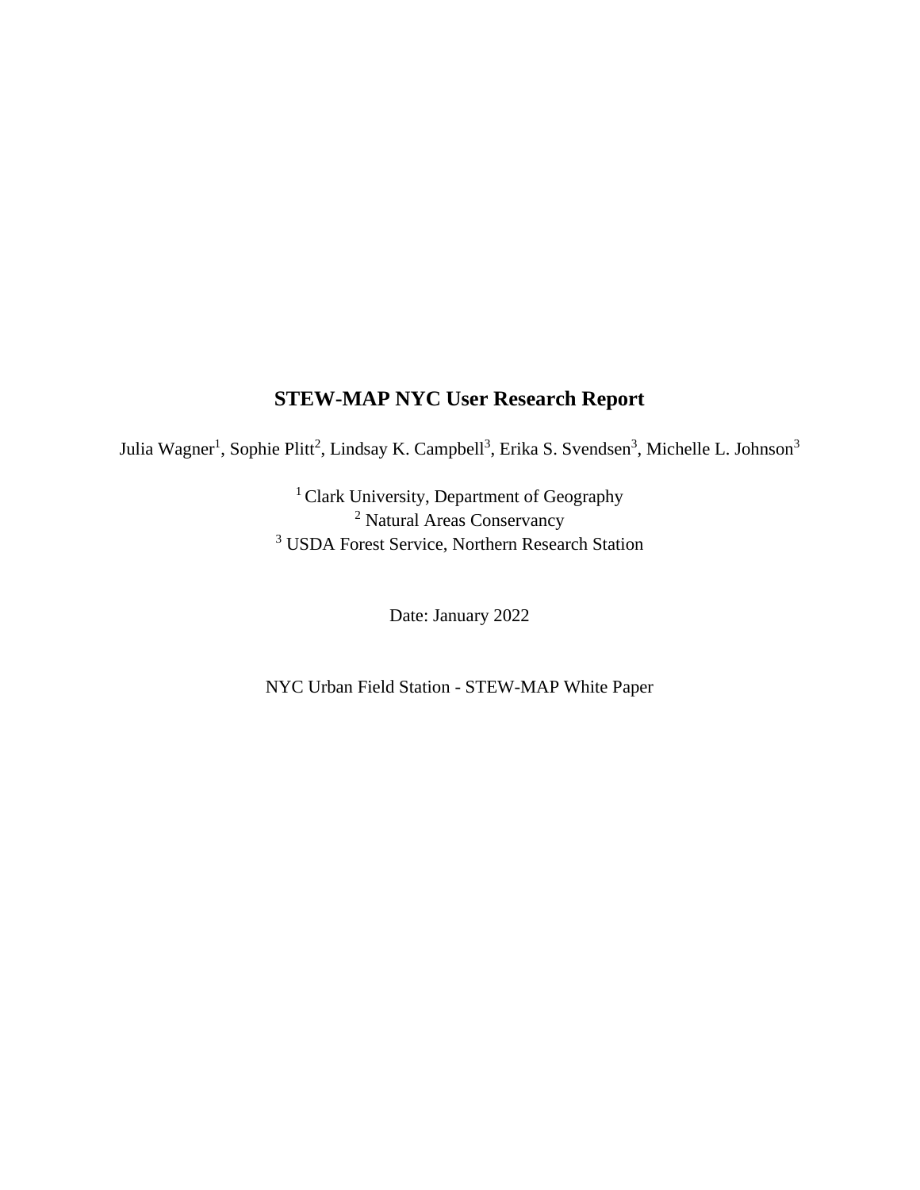# STEW-MAP NYC User Research Report

Julia Wagner[1], Sophie Plitt[2], Lindsay K. Campbell[3], Erika S. Svendsen[3], Michelle L. Johnson[3]

[1] Clark University, Department of Geography
[2] Natural Areas Conservancy
[3] USDA Forest Service, Northern Research Station

Date: January 2022

NYC Urban Field Station - STEW-MAP White Paper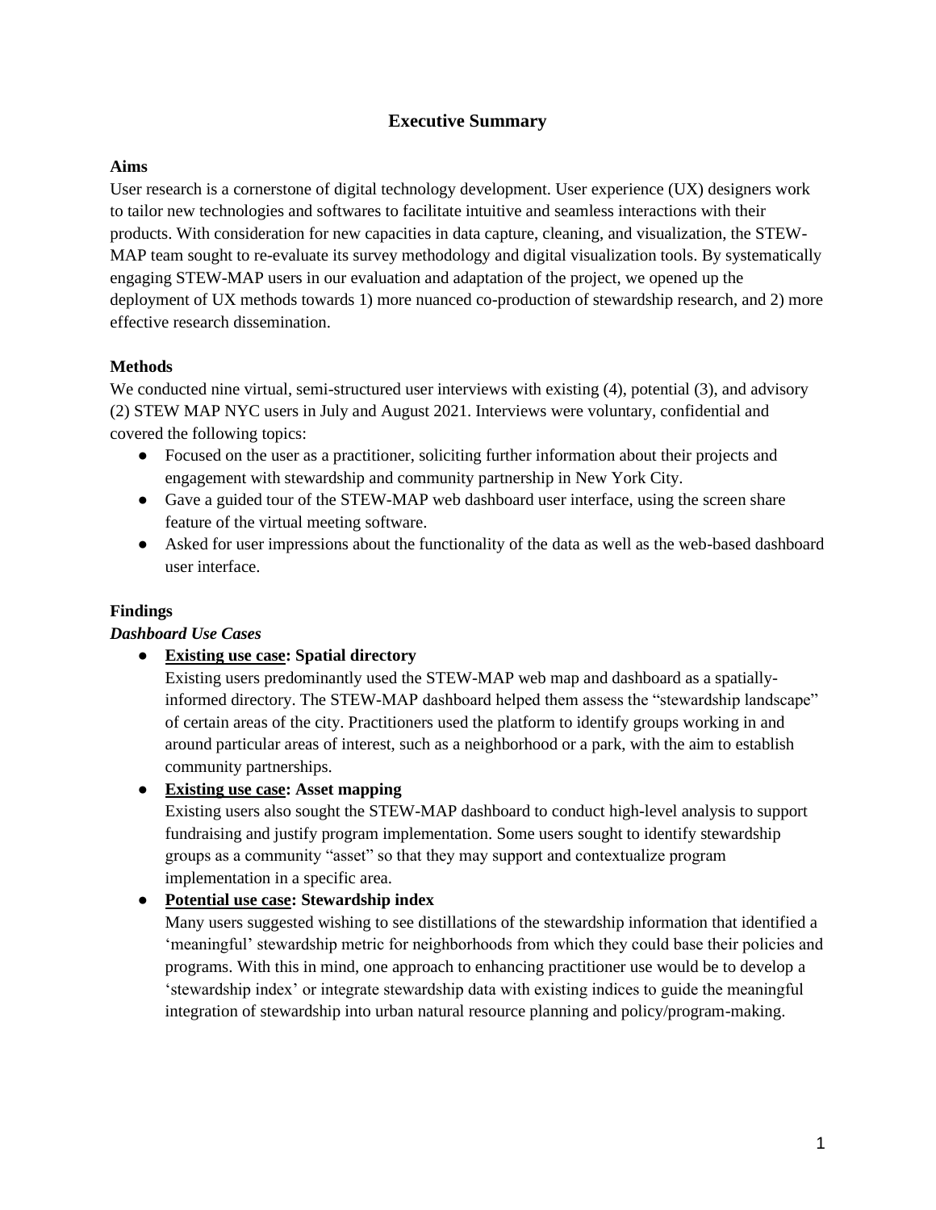# Executive Summary

### Aims

User research is a cornerstone of digital technology development. User experience (UX) designers work to tailor new technologies and softwares to facilitate intuitive and seamless interactions with their products. With consideration for new capacities in data capture, cleaning, and visualization, the STEW-MAP team sought to re-evaluate its survey methodology and digital visualization tools. By systematically engaging STEW-MAP users in our evaluation and adaptation of the project, we opened up the deployment of UX methods towards 1) more nuanced co-production of stewardship research, and 2) more effective research dissemination.

### Methods

We conducted nine virtual, semi-structured user interviews with existing (4), potential (3), and advisory (2) STEW MAP NYC users in July and August 2021. Interviews were voluntary, confidential and covered the following topics:

- Focused on the user as a practitioner, soliciting further information about their projects and engagement with stewardship and community partnership in New York City.
- Gave a guided tour of the STEW-MAP web dashboard user interface, using the screen share feature of the virtual meeting software.
- Asked for user impressions about the functionality of the data as well as the web-based dashboard user interface.

### Findings

#### *Dashboard Use Cases*

- **Existing use case: Spatial directory**
  Existing users predominantly used the STEW-MAP web map and dashboard as a spatially-informed directory. The STEW-MAP dashboard helped them assess the "stewardship landscape" of certain areas of the city. Practitioners used the platform to identify groups working in and around particular areas of interest, such as a neighborhood or a park, with the aim to establish community partnerships.
- **Existing use case: Asset mapping**
  Existing users also sought the STEW-MAP dashboard to conduct high-level analysis to support fundraising and justify program implementation. Some users sought to identify stewardship groups as a community "asset" so that they may support and contextualize program implementation in a specific area.
- **Potential use case: Stewardship index**
  Many users suggested wishing to see distillations of the stewardship information that identified a 'meaningful' stewardship metric for neighborhoods from which they could base their policies and programs. With this in mind, one approach to enhancing practitioner use would be to develop a 'stewardship index' or integrate stewardship data with existing indices to guide the meaningful integration of stewardship into urban natural resource planning and policy/program-making.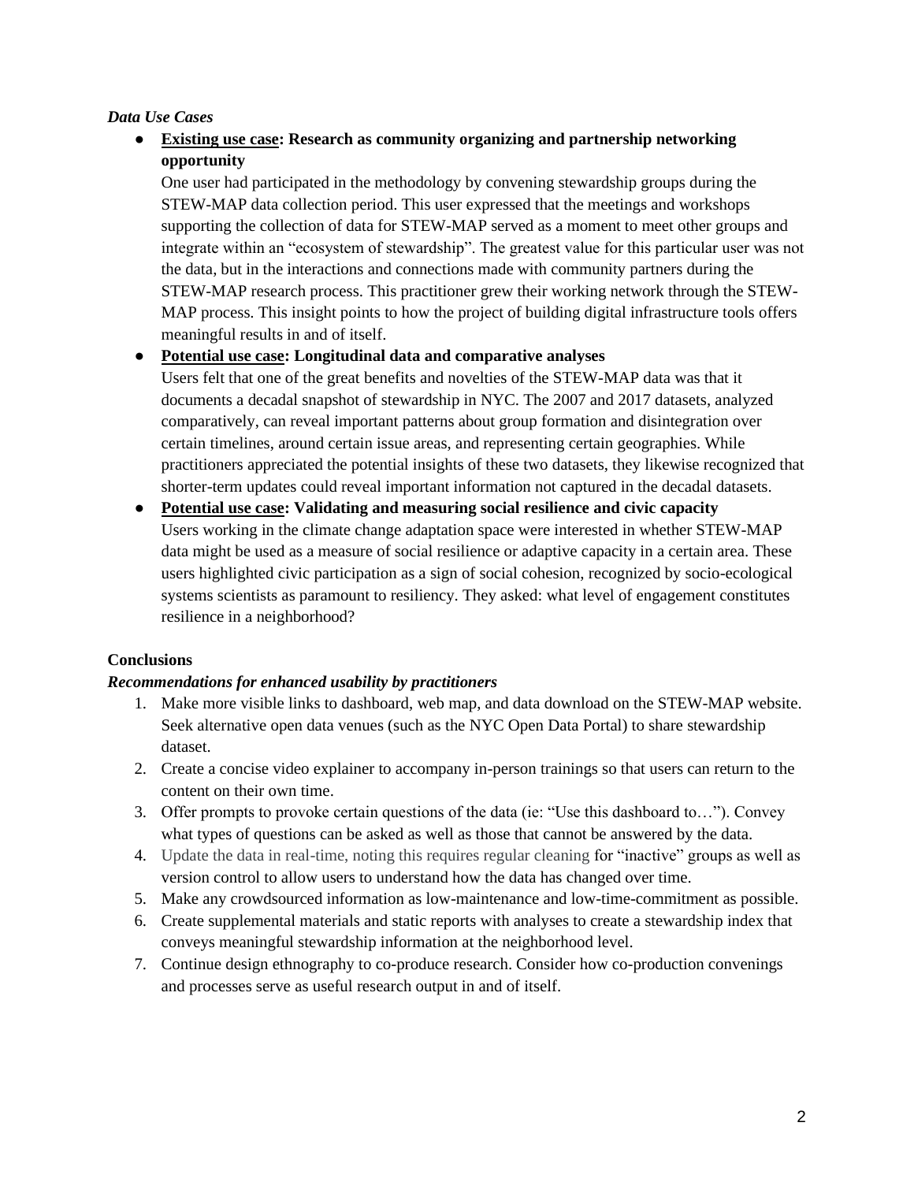*Data Use Cases*

- **Existing use case: Research as community organizing and partnership networking opportunity**
  One user had participated in the methodology by convening stewardship groups during the STEW-MAP data collection period. This user expressed that the meetings and workshops supporting the collection of data for STEW-MAP served as a moment to meet other groups and integrate within an "ecosystem of stewardship". The greatest value for this particular user was not the data, but in the interactions and connections made with community partners during the STEW-MAP research process. This practitioner grew their working network through the STEW-MAP process. This insight points to how the project of building digital infrastructure tools offers meaningful results in and of itself.
- **Potential use case: Longitudinal data and comparative analyses**
  Users felt that one of the great benefits and novelties of the STEW-MAP data was that it documents a decadal snapshot of stewardship in NYC. The 2007 and 2017 datasets, analyzed comparatively, can reveal important patterns about group formation and disintegration over certain timelines, around certain issue areas, and representing certain geographies. While practitioners appreciated the potential insights of these two datasets, they likewise recognized that shorter-term updates could reveal important information not captured in the decadal datasets.
- **Potential use case: Validating and measuring social resilience and civic capacity**
  Users working in the climate change adaptation space were interested in whether STEW-MAP data might be used as a measure of social resilience or adaptive capacity in a certain area. These users highlighted civic participation as a sign of social cohesion, recognized by socio-ecological systems scientists as paramount to resiliency. They asked: what level of engagement constitutes resilience in a neighborhood?

**Conclusions**

***Recommendations for enhanced usability by practitioners***

1. Make more visible links to dashboard, web map, and data download on the STEW-MAP website. Seek alternative open data venues (such as the NYC Open Data Portal) to share stewardship dataset.
2. Create a concise video explainer to accompany in-person trainings so that users can return to the content on their own time.
3. Offer prompts to provoke certain questions of the data (ie: "Use this dashboard to…"). Convey what types of questions can be asked as well as those that cannot be answered by the data.
4. Update the data in real-time, noting this requires regular cleaning for "inactive" groups as well as version control to allow users to understand how the data has changed over time.
5. Make any crowdsourced information as low-maintenance and low-time-commitment as possible.
6. Create supplemental materials and static reports with analyses to create a stewardship index that conveys meaningful stewardship information at the neighborhood level.
7. Continue design ethnography to co-produce research. Consider how co-production convenings and processes serve as useful research output in and of itself.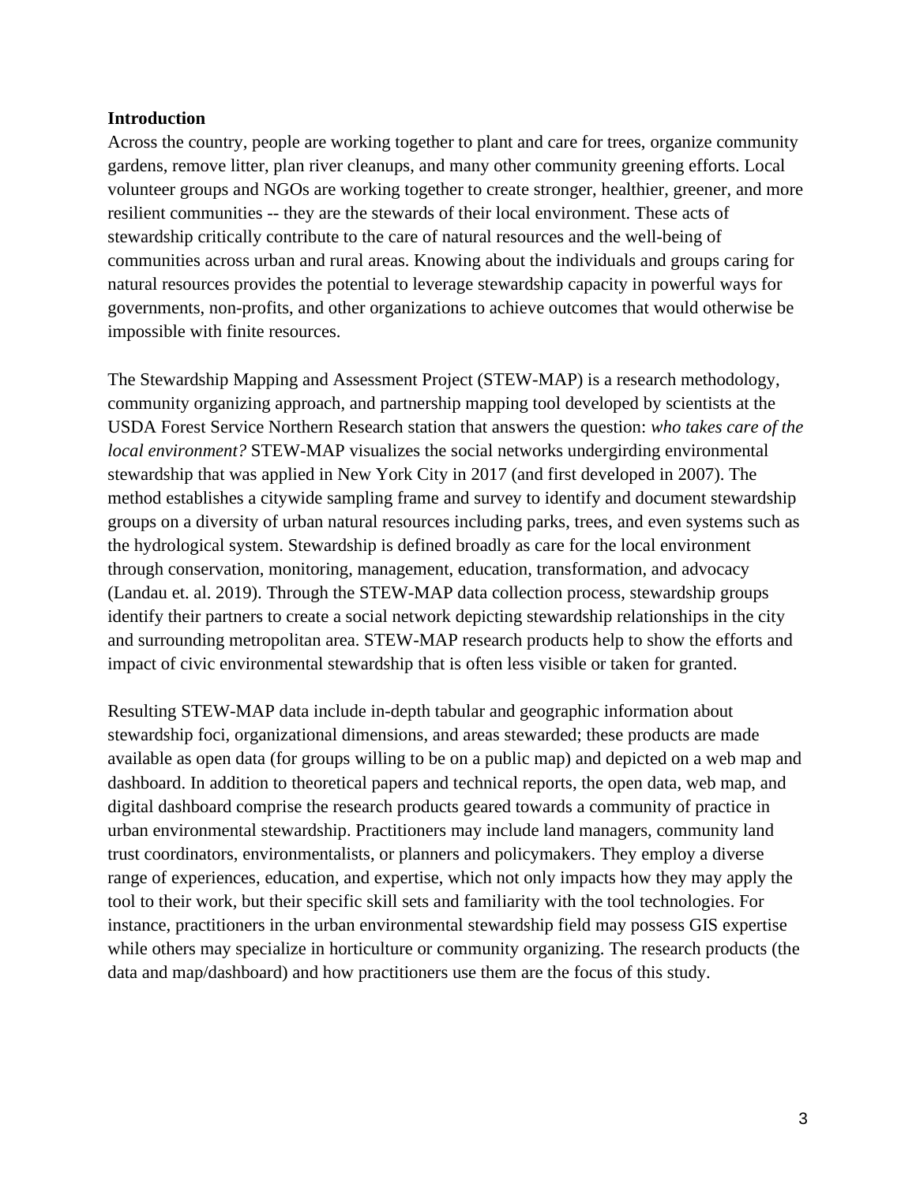**Introduction**

Across the country, people are working together to plant and care for trees, organize community gardens, remove litter, plan river cleanups, and many other community greening efforts. Local volunteer groups and NGOs are working together to create stronger, healthier, greener, and more resilient communities -- they are the stewards of their local environment. These acts of stewardship critically contribute to the care of natural resources and the well-being of communities across urban and rural areas. Knowing about the individuals and groups caring for natural resources provides the potential to leverage stewardship capacity in powerful ways for governments, non-profits, and other organizations to achieve outcomes that would otherwise be impossible with finite resources.

The Stewardship Mapping and Assessment Project (STEW-MAP) is a research methodology, community organizing approach, and partnership mapping tool developed by scientists at the USDA Forest Service Northern Research station that answers the question: *who takes care of the local environment?* STEW-MAP visualizes the social networks undergirding environmental stewardship that was applied in New York City in 2017 (and first developed in 2007). The method establishes a citywide sampling frame and survey to identify and document stewardship groups on a diversity of urban natural resources including parks, trees, and even systems such as the hydrological system. Stewardship is defined broadly as care for the local environment through conservation, monitoring, management, education, transformation, and advocacy (Landau et. al. 2019). Through the STEW-MAP data collection process, stewardship groups identify their partners to create a social network depicting stewardship relationships in the city and surrounding metropolitan area. STEW-MAP research products help to show the efforts and impact of civic environmental stewardship that is often less visible or taken for granted.

Resulting STEW-MAP data include in-depth tabular and geographic information about stewardship foci, organizational dimensions, and areas stewarded; these products are made available as open data (for groups willing to be on a public map) and depicted on a web map and dashboard. In addition to theoretical papers and technical reports, the open data, web map, and digital dashboard comprise the research products geared towards a community of practice in urban environmental stewardship. Practitioners may include land managers, community land trust coordinators, environmentalists, or planners and policymakers. They employ a diverse range of experiences, education, and expertise, which not only impacts how they may apply the tool to their work, but their specific skill sets and familiarity with the tool technologies. For instance, practitioners in the urban environmental stewardship field may possess GIS expertise while others may specialize in horticulture or community organizing. The research products (the data and map/dashboard) and how practitioners use them are the focus of this study.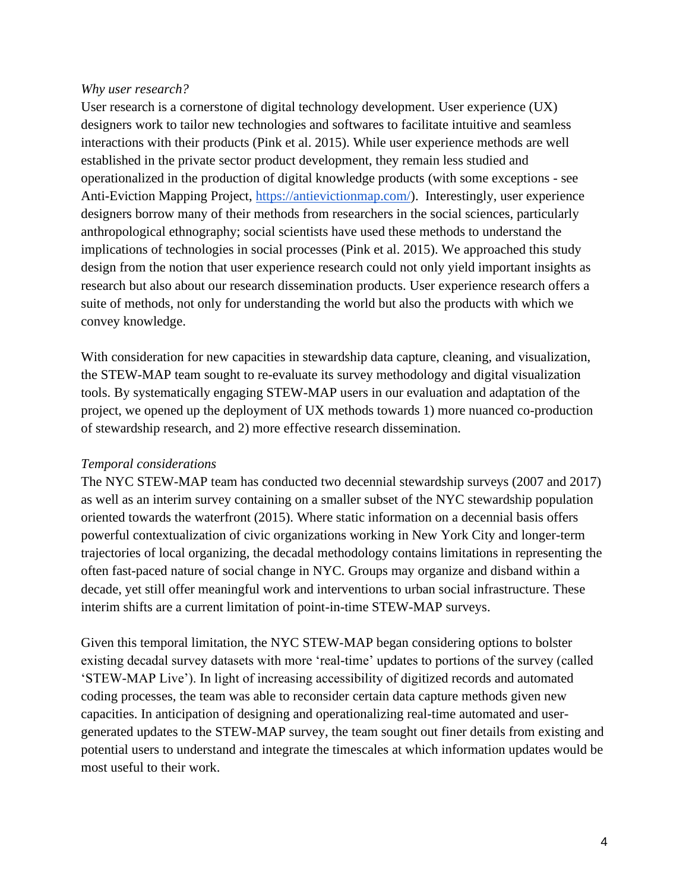*Why user research?*

User research is a cornerstone of digital technology development. User experience (UX) designers work to tailor new technologies and softwares to facilitate intuitive and seamless interactions with their products (Pink et al. 2015). While user experience methods are well established in the private sector product development, they remain less studied and operationalized in the production of digital knowledge products (with some exceptions - see Anti-Eviction Mapping Project, [https://antievictionmap.com/](https://antievictionmap.com/)). Interestingly, user experience designers borrow many of their methods from researchers in the social sciences, particularly anthropological ethnography; social scientists have used these methods to understand the implications of technologies in social processes (Pink et al. 2015). We approached this study design from the notion that user experience research could not only yield important insights as research but also about our research dissemination products. User experience research offers a suite of methods, not only for understanding the world but also the products with which we convey knowledge.

With consideration for new capacities in stewardship data capture, cleaning, and visualization, the STEW-MAP team sought to re-evaluate its survey methodology and digital visualization tools. By systematically engaging STEW-MAP users in our evaluation and adaptation of the project, we opened up the deployment of UX methods towards 1) more nuanced co-production of stewardship research, and 2) more effective research dissemination.

*Temporal considerations*

The NYC STEW-MAP team has conducted two decennial stewardship surveys (2007 and 2017) as well as an interim survey containing on a smaller subset of the NYC stewardship population oriented towards the waterfront (2015). Where static information on a decennial basis offers powerful contextualization of civic organizations working in New York City and longer-term trajectories of local organizing, the decadal methodology contains limitations in representing the often fast-paced nature of social change in NYC. Groups may organize and disband within a decade, yet still offer meaningful work and interventions to urban social infrastructure. These interim shifts are a current limitation of point-in-time STEW-MAP surveys.

Given this temporal limitation, the NYC STEW-MAP began considering options to bolster existing decadal survey datasets with more 'real-time' updates to portions of the survey (called 'STEW-MAP Live'). In light of increasing accessibility of digitized records and automated coding processes, the team was able to reconsider certain data capture methods given new capacities. In anticipation of designing and operationalizing real-time automated and user-generated updates to the STEW-MAP survey, the team sought out finer details from existing and potential users to understand and integrate the timescales at which information updates would be most useful to their work.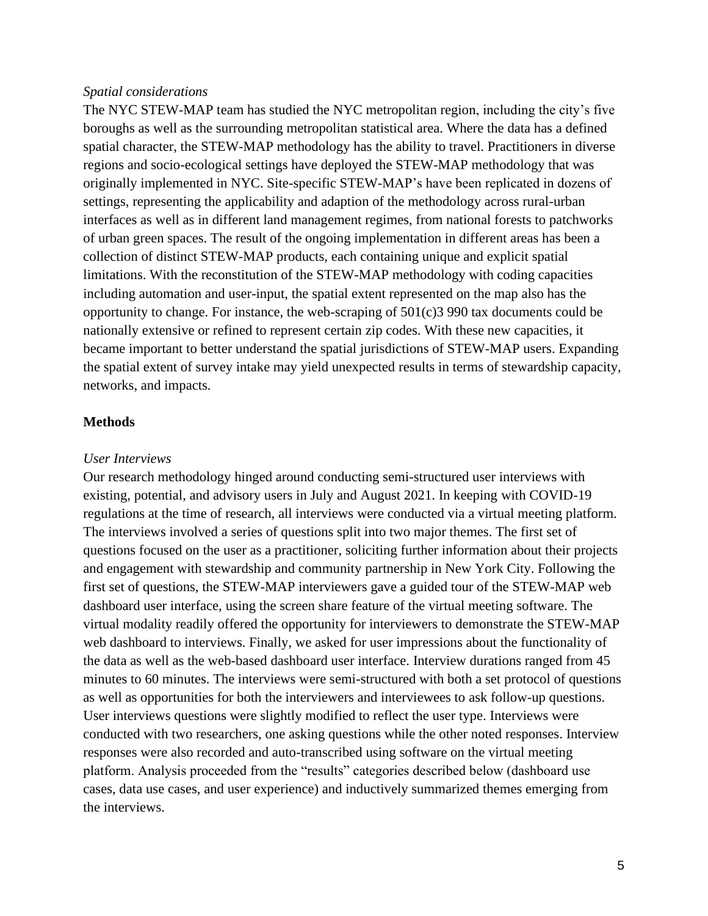*Spatial considerations*

The NYC STEW-MAP team has studied the NYC metropolitan region, including the city's five boroughs as well as the surrounding metropolitan statistical area. Where the data has a defined spatial character, the STEW-MAP methodology has the ability to travel. Practitioners in diverse regions and socio-ecological settings have deployed the STEW-MAP methodology that was originally implemented in NYC. Site-specific STEW-MAP's have been replicated in dozens of settings, representing the applicability and adaption of the methodology across rural-urban interfaces as well as in different land management regimes, from national forests to patchworks of urban green spaces. The result of the ongoing implementation in different areas has been a collection of distinct STEW-MAP products, each containing unique and explicit spatial limitations. With the reconstitution of the STEW-MAP methodology with coding capacities including automation and user-input, the spatial extent represented on the map also has the opportunity to change. For instance, the web-scraping of 501(c)3 990 tax documents could be nationally extensive or refined to represent certain zip codes. With these new capacities, it became important to better understand the spatial jurisdictions of STEW-MAP users. Expanding the spatial extent of survey intake may yield unexpected results in terms of stewardship capacity, networks, and impacts.

## Methods

*User Interviews*

Our research methodology hinged around conducting semi-structured user interviews with existing, potential, and advisory users in July and August 2021. In keeping with COVID-19 regulations at the time of research, all interviews were conducted via a virtual meeting platform. The interviews involved a series of questions split into two major themes. The first set of questions focused on the user as a practitioner, soliciting further information about their projects and engagement with stewardship and community partnership in New York City. Following the first set of questions, the STEW-MAP interviewers gave a guided tour of the STEW-MAP web dashboard user interface, using the screen share feature of the virtual meeting software. The virtual modality readily offered the opportunity for interviewers to demonstrate the STEW-MAP web dashboard to interviews. Finally, we asked for user impressions about the functionality of the data as well as the web-based dashboard user interface. Interview durations ranged from 45 minutes to 60 minutes. The interviews were semi-structured with both a set protocol of questions as well as opportunities for both the interviewers and interviewees to ask follow-up questions. User interviews questions were slightly modified to reflect the user type. Interviews were conducted with two researchers, one asking questions while the other noted responses. Interview responses were also recorded and auto-transcribed using software on the virtual meeting platform. Analysis proceeded from the "results" categories described below (dashboard use cases, data use cases, and user experience) and inductively summarized themes emerging from the interviews.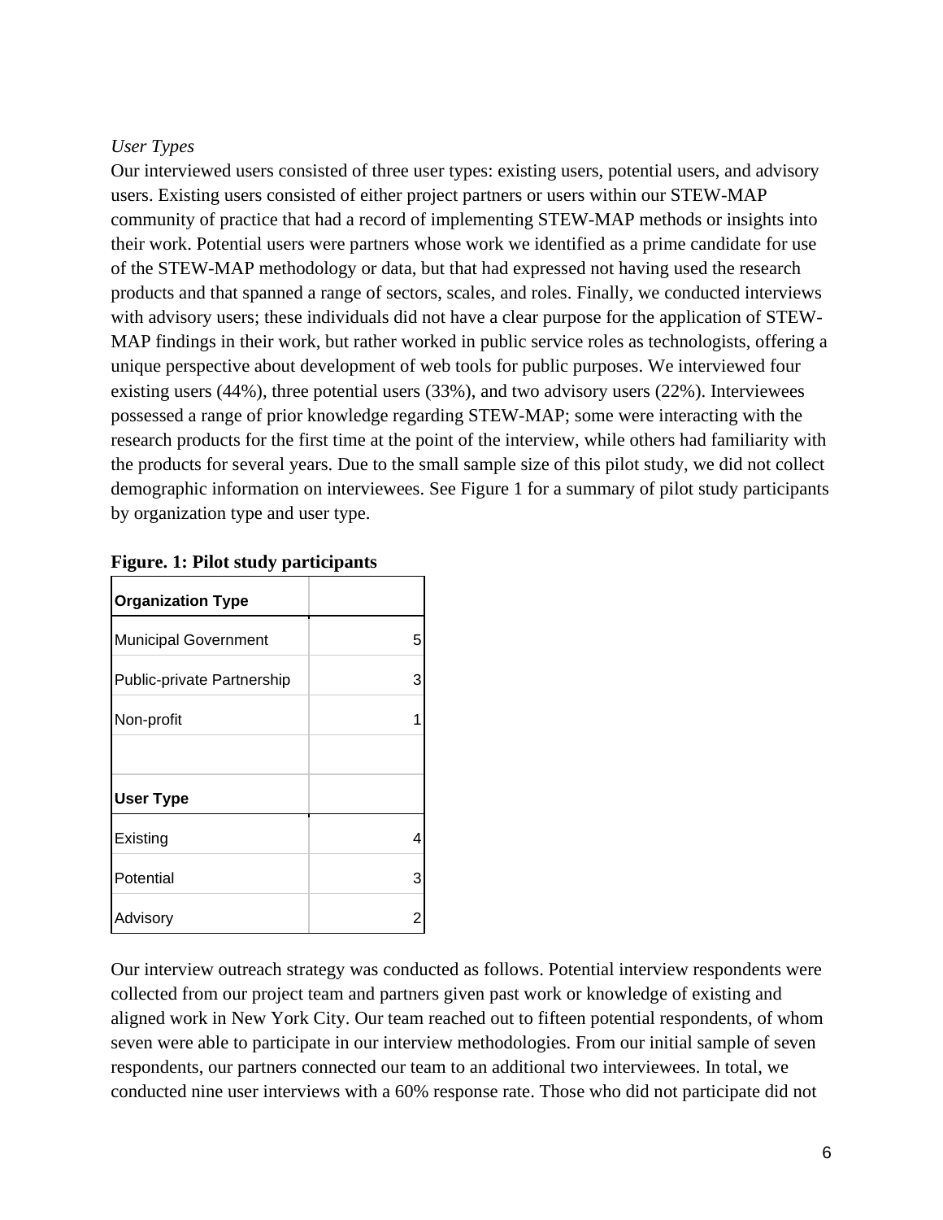*User Types*

Our interviewed users consisted of three user types: existing users, potential users, and advisory users. Existing users consisted of either project partners or users within our STEW-MAP community of practice that had a record of implementing STEW-MAP methods or insights into their work. Potential users were partners whose work we identified as a prime candidate for use of the STEW-MAP methodology or data, but that had expressed not having used the research products and that spanned a range of sectors, scales, and roles. Finally, we conducted interviews with advisory users; these individuals did not have a clear purpose for the application of STEW-MAP findings in their work, but rather worked in public service roles as technologists, offering a unique perspective about development of web tools for public purposes. We interviewed four existing users (44%), three potential users (33%), and two advisory users (22%). Interviewees possessed a range of prior knowledge regarding STEW-MAP; some were interacting with the research products for the first time at the point of the interview, while others had familiarity with the products for several years. Due to the small sample size of this pilot study, we did not collect demographic information on interviewees. See Figure 1 for a summary of pilot study participants by organization type and user type.

**Figure. 1: Pilot study participants**

| **Organization Type** | |
|---|---|
| Municipal Government | 5 |
| Public-private Partnership | 3 |
| Non-profit | 1 |
| | |
| **User Type** | |
| Existing | 4 |
| Potential | 3 |
| Advisory | 2 |

Our interview outreach strategy was conducted as follows. Potential interview respondents were collected from our project team and partners given past work or knowledge of existing and aligned work in New York City. Our team reached out to fifteen potential respondents, of whom seven were able to participate in our interview methodologies. From our initial sample of seven respondents, our partners connected our team to an additional two interviewees. In total, we conducted nine user interviews with a 60% response rate. Those who did not participate did not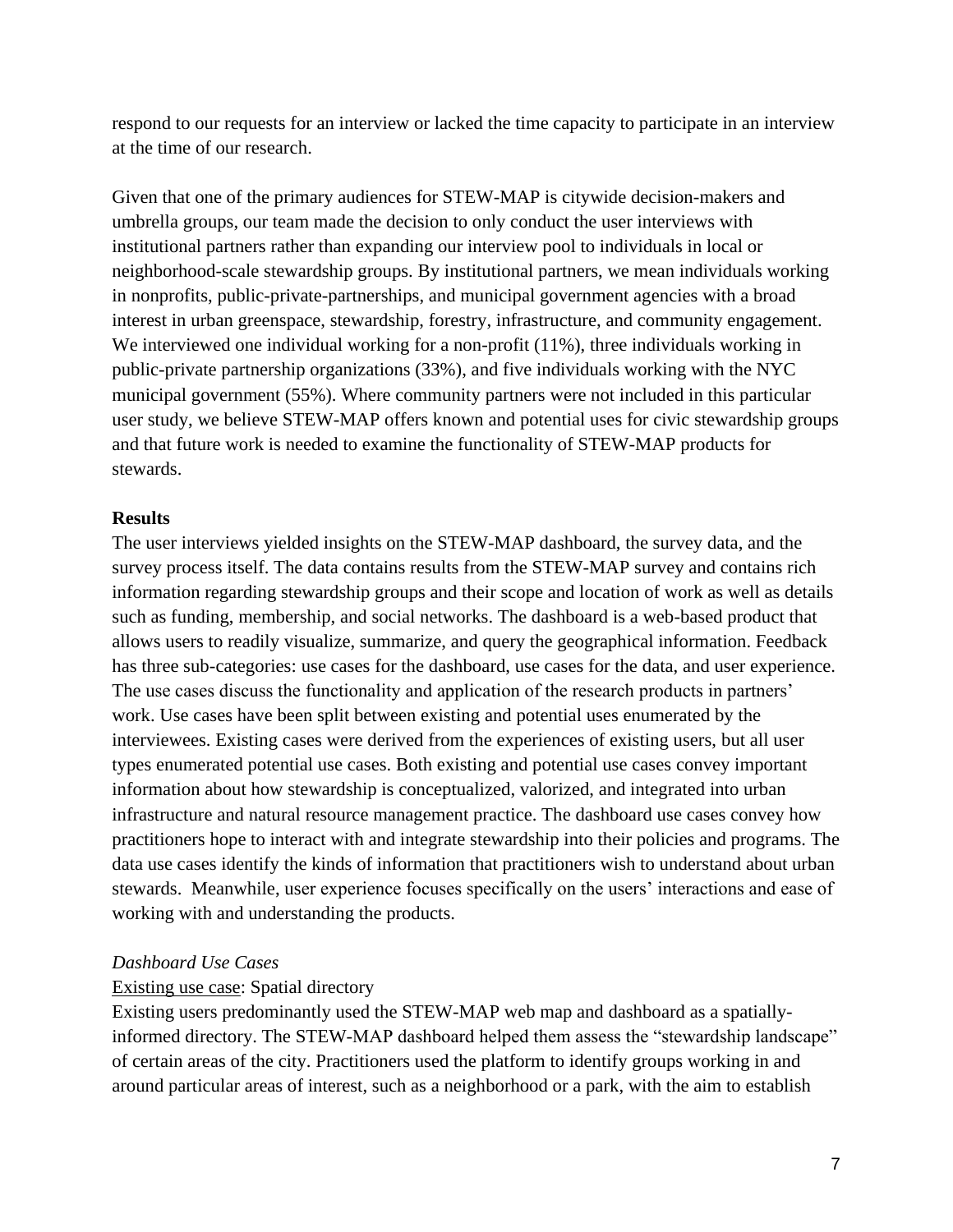respond to our requests for an interview or lacked the time capacity to participate in an interview at the time of our research.

Given that one of the primary audiences for STEW-MAP is citywide decision-makers and umbrella groups, our team made the decision to only conduct the user interviews with institutional partners rather than expanding our interview pool to individuals in local or neighborhood-scale stewardship groups. By institutional partners, we mean individuals working in nonprofits, public-private-partnerships, and municipal government agencies with a broad interest in urban greenspace, stewardship, forestry, infrastructure, and community engagement. We interviewed one individual working for a non-profit (11%), three individuals working in public-private partnership organizations (33%), and five individuals working with the NYC municipal government (55%). Where community partners were not included in this particular user study, we believe STEW-MAP offers known and potential uses for civic stewardship groups and that future work is needed to examine the functionality of STEW-MAP products for stewards.

**Results**

The user interviews yielded insights on the STEW-MAP dashboard, the survey data, and the survey process itself. The data contains results from the STEW-MAP survey and contains rich information regarding stewardship groups and their scope and location of work as well as details such as funding, membership, and social networks. The dashboard is a web-based product that allows users to readily visualize, summarize, and query the geographical information. Feedback has three sub-categories: use cases for the dashboard, use cases for the data, and user experience. The use cases discuss the functionality and application of the research products in partners' work. Use cases have been split between existing and potential uses enumerated by the interviewees. Existing cases were derived from the experiences of existing users, but all user types enumerated potential use cases. Both existing and potential use cases convey important information about how stewardship is conceptualized, valorized, and integrated into urban infrastructure and natural resource management practice. The dashboard use cases convey how practitioners hope to interact with and integrate stewardship into their policies and programs. The data use cases identify the kinds of information that practitioners wish to understand about urban stewards. Meanwhile, user experience focuses specifically on the users' interactions and ease of working with and understanding the products.

*Dashboard Use Cases*

<u>Existing use case</u>: Spatial directory

Existing users predominantly used the STEW-MAP web map and dashboard as a spatially-informed directory. The STEW-MAP dashboard helped them assess the "stewardship landscape" of certain areas of the city. Practitioners used the platform to identify groups working in and around particular areas of interest, such as a neighborhood or a park, with the aim to establish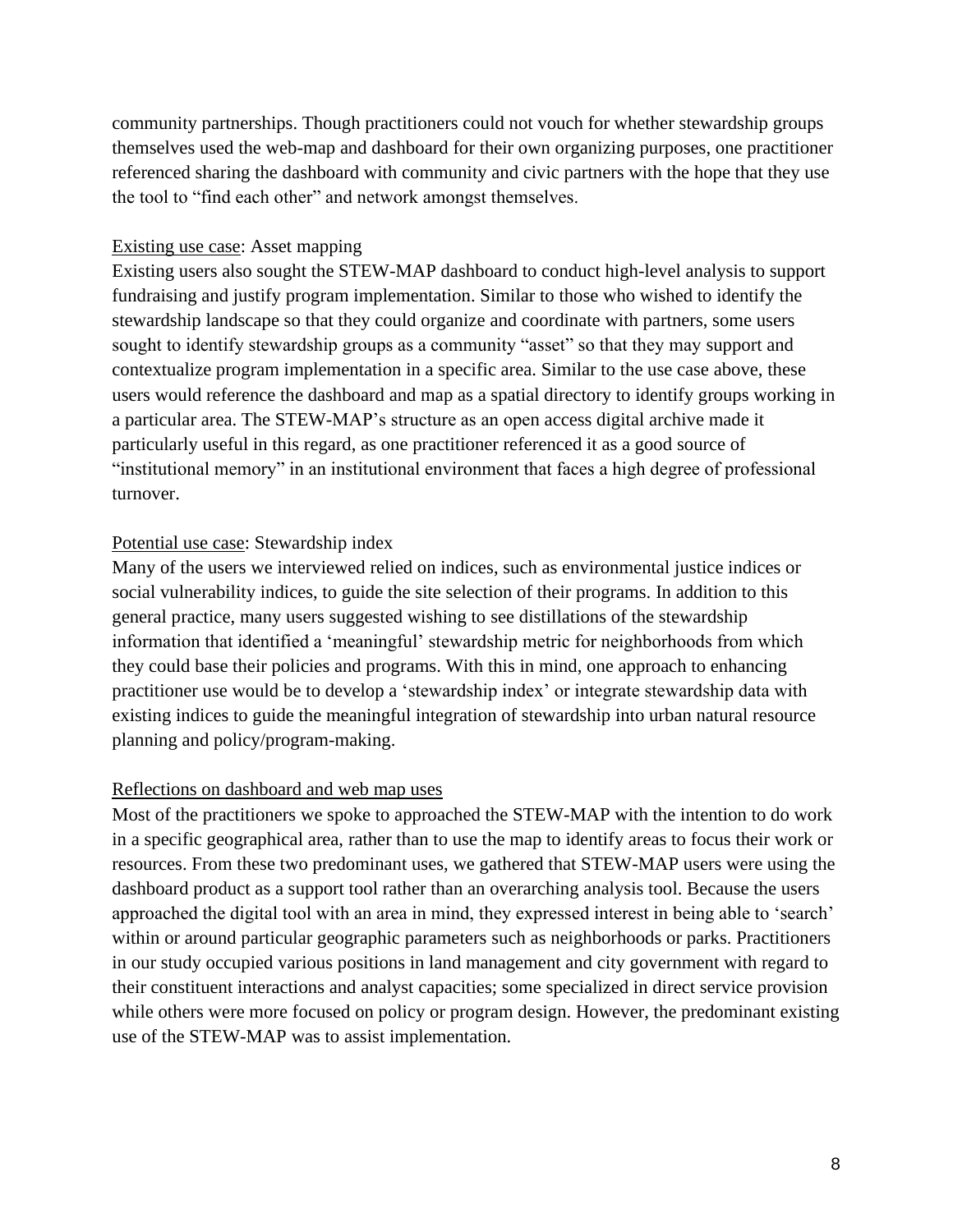community partnerships. Though practitioners could not vouch for whether stewardship groups themselves used the web-map and dashboard for their own organizing purposes, one practitioner referenced sharing the dashboard with community and civic partners with the hope that they use the tool to "find each other" and network amongst themselves.

Existing use case: Asset mapping

Existing users also sought the STEW-MAP dashboard to conduct high-level analysis to support fundraising and justify program implementation. Similar to those who wished to identify the stewardship landscape so that they could organize and coordinate with partners, some users sought to identify stewardship groups as a community "asset" so that they may support and contextualize program implementation in a specific area. Similar to the use case above, these users would reference the dashboard and map as a spatial directory to identify groups working in a particular area. The STEW-MAP's structure as an open access digital archive made it particularly useful in this regard, as one practitioner referenced it as a good source of "institutional memory" in an institutional environment that faces a high degree of professional turnover.

Potential use case: Stewardship index

Many of the users we interviewed relied on indices, such as environmental justice indices or social vulnerability indices, to guide the site selection of their programs. In addition to this general practice, many users suggested wishing to see distillations of the stewardship information that identified a 'meaningful' stewardship metric for neighborhoods from which they could base their policies and programs. With this in mind, one approach to enhancing practitioner use would be to develop a 'stewardship index' or integrate stewardship data with existing indices to guide the meaningful integration of stewardship into urban natural resource planning and policy/program-making.

Reflections on dashboard and web map uses

Most of the practitioners we spoke to approached the STEW-MAP with the intention to do work in a specific geographical area, rather than to use the map to identify areas to focus their work or resources. From these two predominant uses, we gathered that STEW-MAP users were using the dashboard product as a support tool rather than an overarching analysis tool. Because the users approached the digital tool with an area in mind, they expressed interest in being able to 'search' within or around particular geographic parameters such as neighborhoods or parks. Practitioners in our study occupied various positions in land management and city government with regard to their constituent interactions and analyst capacities; some specialized in direct service provision while others were more focused on policy or program design. However, the predominant existing use of the STEW-MAP was to assist implementation.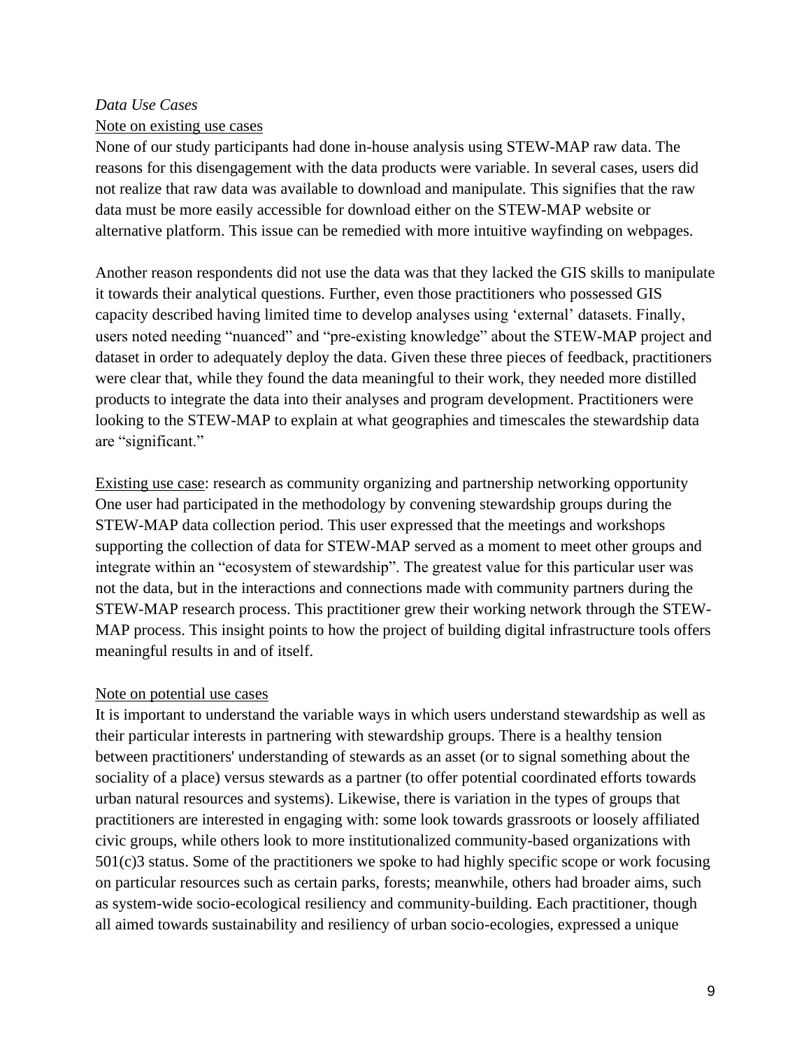*Data Use Cases*

<u>Note on existing use cases</u>

None of our study participants had done in-house analysis using STEW-MAP raw data. The reasons for this disengagement with the data products were variable. In several cases, users did not realize that raw data was available to download and manipulate. This signifies that the raw data must be more easily accessible for download either on the STEW-MAP website or alternative platform. This issue can be remedied with more intuitive wayfinding on webpages.

Another reason respondents did not use the data was that they lacked the GIS skills to manipulate it towards their analytical questions. Further, even those practitioners who possessed GIS capacity described having limited time to develop analyses using 'external' datasets. Finally, users noted needing "nuanced" and "pre-existing knowledge" about the STEW-MAP project and dataset in order to adequately deploy the data. Given these three pieces of feedback, practitioners were clear that, while they found the data meaningful to their work, they needed more distilled products to integrate the data into their analyses and program development. Practitioners were looking to the STEW-MAP to explain at what geographies and timescales the stewardship data are "significant."

<u>Existing use case</u>: research as community organizing and partnership networking opportunity

One user had participated in the methodology by convening stewardship groups during the STEW-MAP data collection period. This user expressed that the meetings and workshops supporting the collection of data for STEW-MAP served as a moment to meet other groups and integrate within an "ecosystem of stewardship". The greatest value for this particular user was not the data, but in the interactions and connections made with community partners during the STEW-MAP research process. This practitioner grew their working network through the STEW-MAP process. This insight points to how the project of building digital infrastructure tools offers meaningful results in and of itself.

<u>Note on potential use cases</u>

It is important to understand the variable ways in which users understand stewardship as well as their particular interests in partnering with stewardship groups. There is a healthy tension between practitioners' understanding of stewards as an asset (or to signal something about the sociality of a place) versus stewards as a partner (to offer potential coordinated efforts towards urban natural resources and systems). Likewise, there is variation in the types of groups that practitioners are interested in engaging with: some look towards grassroots or loosely affiliated civic groups, while others look to more institutionalized community-based organizations with 501(c)3 status. Some of the practitioners we spoke to had highly specific scope or work focusing on particular resources such as certain parks, forests; meanwhile, others had broader aims, such as system-wide socio-ecological resiliency and community-building. Each practitioner, though all aimed towards sustainability and resiliency of urban socio-ecologies, expressed a unique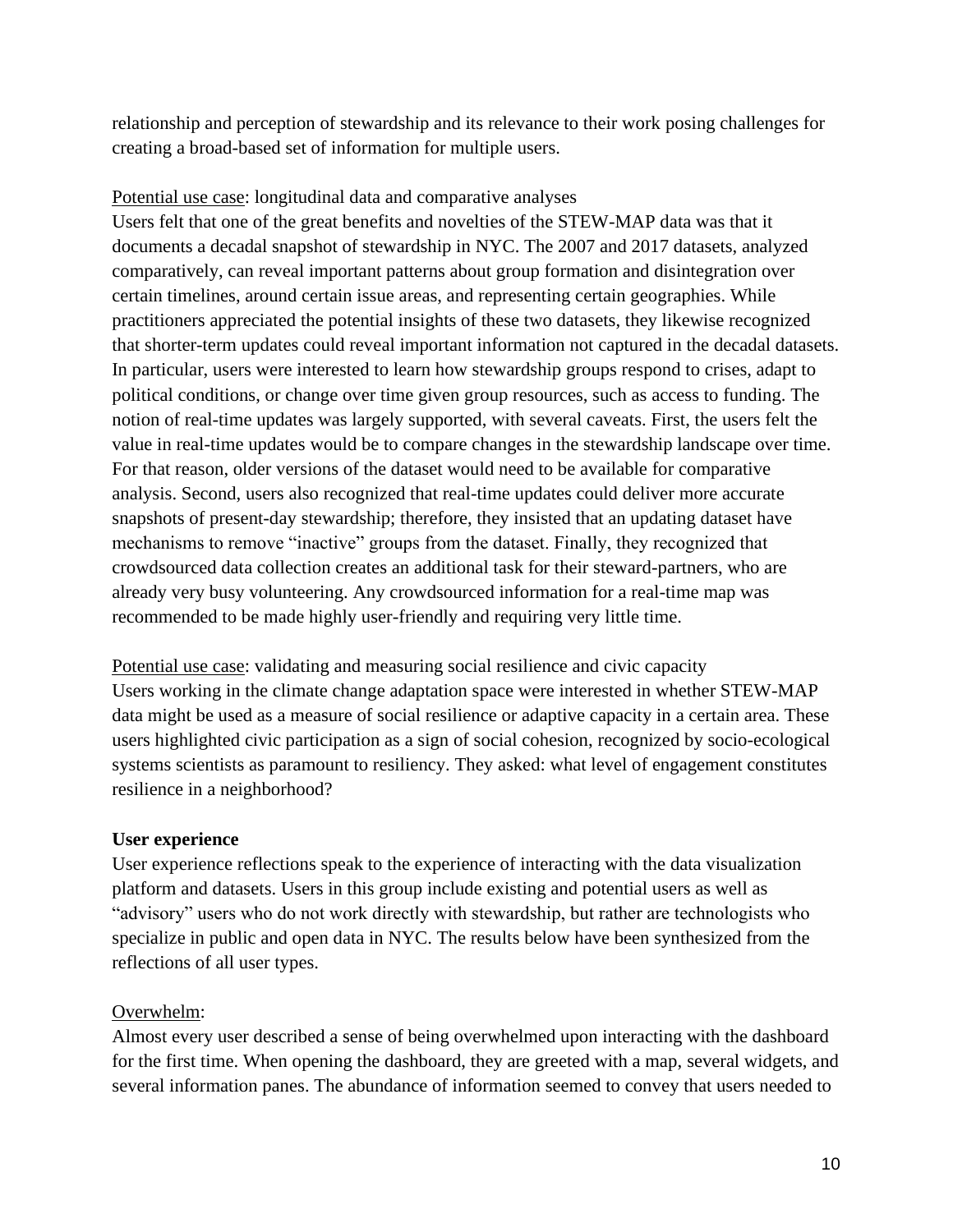relationship and perception of stewardship and its relevance to their work posing challenges for creating a broad-based set of information for multiple users.

Potential use case: longitudinal data and comparative analyses

Users felt that one of the great benefits and novelties of the STEW-MAP data was that it documents a decadal snapshot of stewardship in NYC. The 2007 and 2017 datasets, analyzed comparatively, can reveal important patterns about group formation and disintegration over certain timelines, around certain issue areas, and representing certain geographies. While practitioners appreciated the potential insights of these two datasets, they likewise recognized that shorter-term updates could reveal important information not captured in the decadal datasets. In particular, users were interested to learn how stewardship groups respond to crises, adapt to political conditions, or change over time given group resources, such as access to funding. The notion of real-time updates was largely supported, with several caveats. First, the users felt the value in real-time updates would be to compare changes in the stewardship landscape over time. For that reason, older versions of the dataset would need to be available for comparative analysis. Second, users also recognized that real-time updates could deliver more accurate snapshots of present-day stewardship; therefore, they insisted that an updating dataset have mechanisms to remove "inactive" groups from the dataset. Finally, they recognized that crowdsourced data collection creates an additional task for their steward-partners, who are already very busy volunteering. Any crowdsourced information for a real-time map was recommended to be made highly user-friendly and requiring very little time.

Potential use case: validating and measuring social resilience and civic capacity

Users working in the climate change adaptation space were interested in whether STEW-MAP data might be used as a measure of social resilience or adaptive capacity in a certain area. These users highlighted civic participation as a sign of social cohesion, recognized by socio-ecological systems scientists as paramount to resiliency. They asked: what level of engagement constitutes resilience in a neighborhood?

**User experience**

User experience reflections speak to the experience of interacting with the data visualization platform and datasets. Users in this group include existing and potential users as well as "advisory" users who do not work directly with stewardship, but rather are technologists who specialize in public and open data in NYC. The results below have been synthesized from the reflections of all user types.

Overwhelm:

Almost every user described a sense of being overwhelmed upon interacting with the dashboard for the first time. When opening the dashboard, they are greeted with a map, several widgets, and several information panes. The abundance of information seemed to convey that users needed to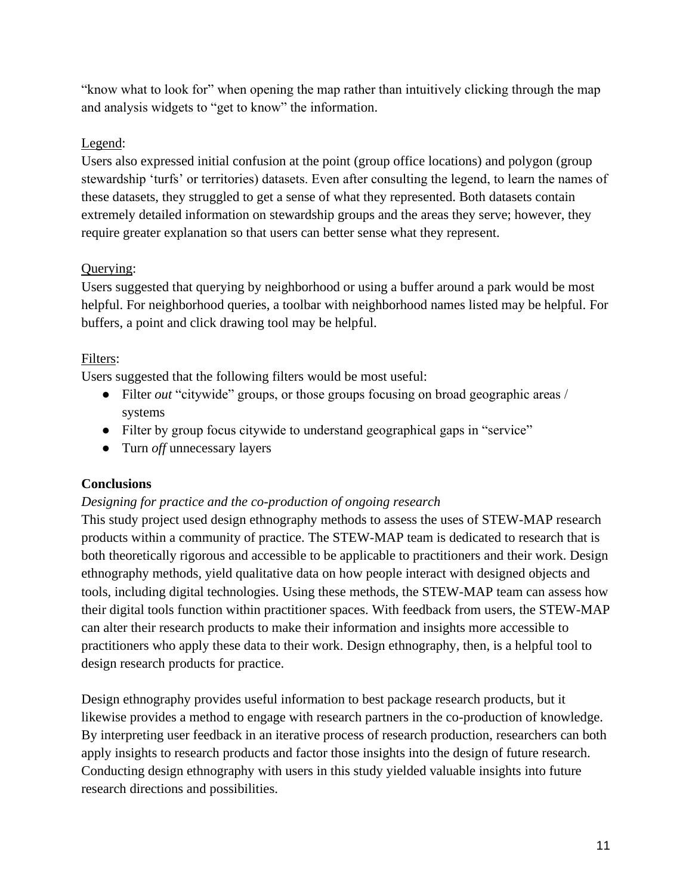"know what to look for" when opening the map rather than intuitively clicking through the map and analysis widgets to "get to know" the information.

Legend:
Users also expressed initial confusion at the point (group office locations) and polygon (group stewardship 'turfs' or territories) datasets. Even after consulting the legend, to learn the names of these datasets, they struggled to get a sense of what they represented. Both datasets contain extremely detailed information on stewardship groups and the areas they serve; however, they require greater explanation so that users can better sense what they represent.

Querying:
Users suggested that querying by neighborhood or using a buffer around a park would be most helpful. For neighborhood queries, a toolbar with neighborhood names listed may be helpful. For buffers, a point and click drawing tool may be helpful.

Filters:
Users suggested that the following filters would be most useful:

- Filter *out* "citywide" groups, or those groups focusing on broad geographic areas / systems
- Filter by group focus citywide to understand geographical gaps in "service"
- Turn *off* unnecessary layers

**Conclusions**

*Designing for practice and the co-production of ongoing research*

This study project used design ethnography methods to assess the uses of STEW-MAP research products within a community of practice. The STEW-MAP team is dedicated to research that is both theoretically rigorous and accessible to be applicable to practitioners and their work. Design ethnography methods, yield qualitative data on how people interact with designed objects and tools, including digital technologies. Using these methods, the STEW-MAP team can assess how their digital tools function within practitioner spaces. With feedback from users, the STEW-MAP can alter their research products to make their information and insights more accessible to practitioners who apply these data to their work. Design ethnography, then, is a helpful tool to design research products for practice.

Design ethnography provides useful information to best package research products, but it likewise provides a method to engage with research partners in the co-production of knowledge. By interpreting user feedback in an iterative process of research production, researchers can both apply insights to research products and factor those insights into the design of future research. Conducting design ethnography with users in this study yielded valuable insights into future research directions and possibilities.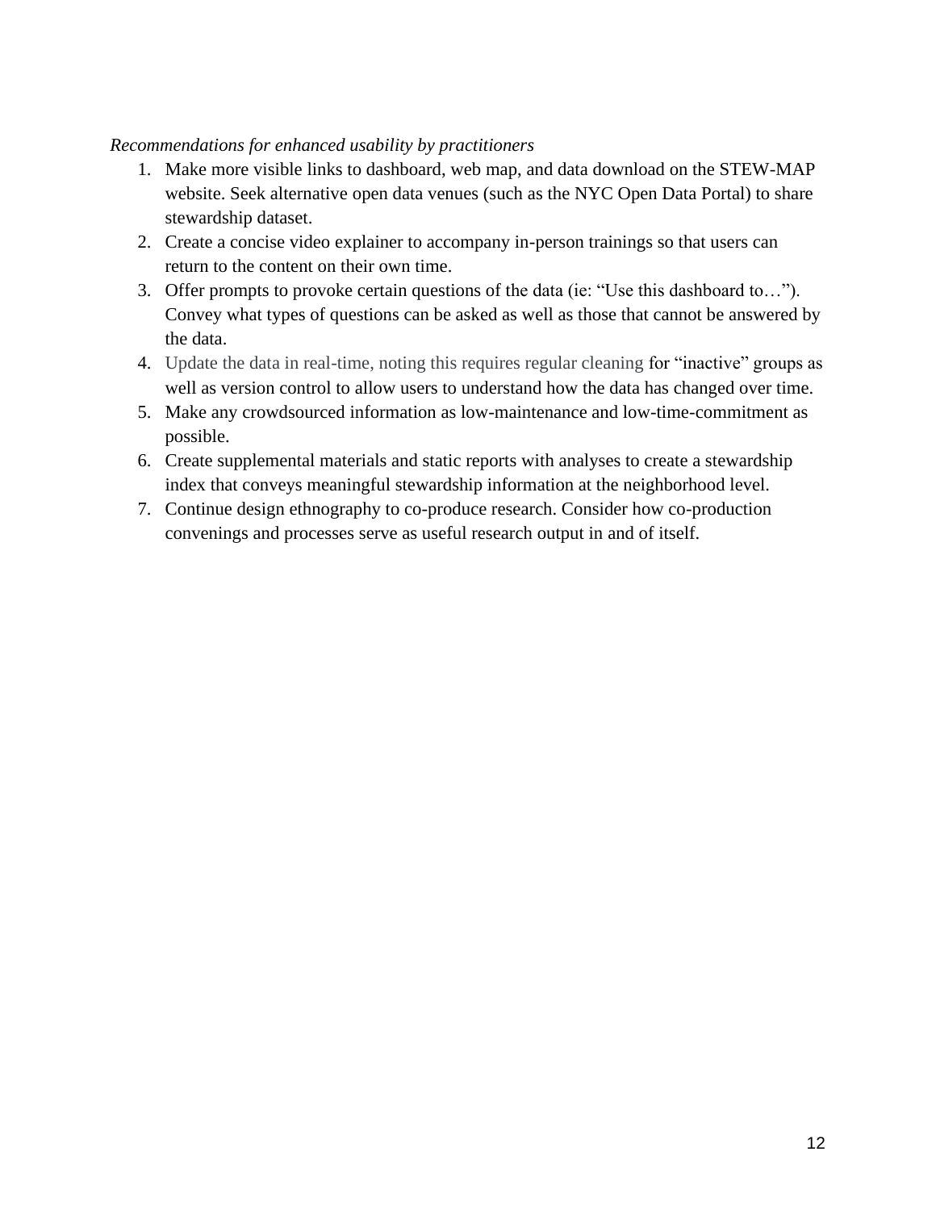*Recommendations for enhanced usability by practitioners*

1. Make more visible links to dashboard, web map, and data download on the STEW-MAP website. Seek alternative open data venues (such as the NYC Open Data Portal) to share stewardship dataset.
2. Create a concise video explainer to accompany in-person trainings so that users can return to the content on their own time.
3. Offer prompts to provoke certain questions of the data (ie: "Use this dashboard to…"). Convey what types of questions can be asked as well as those that cannot be answered by the data.
4. Update the data in real-time, noting this requires regular cleaning for "inactive" groups as well as version control to allow users to understand how the data has changed over time.
5. Make any crowdsourced information as low-maintenance and low-time-commitment as possible.
6. Create supplemental materials and static reports with analyses to create a stewardship index that conveys meaningful stewardship information at the neighborhood level.
7. Continue design ethnography to co-produce research. Consider how co-production convenings and processes serve as useful research output in and of itself.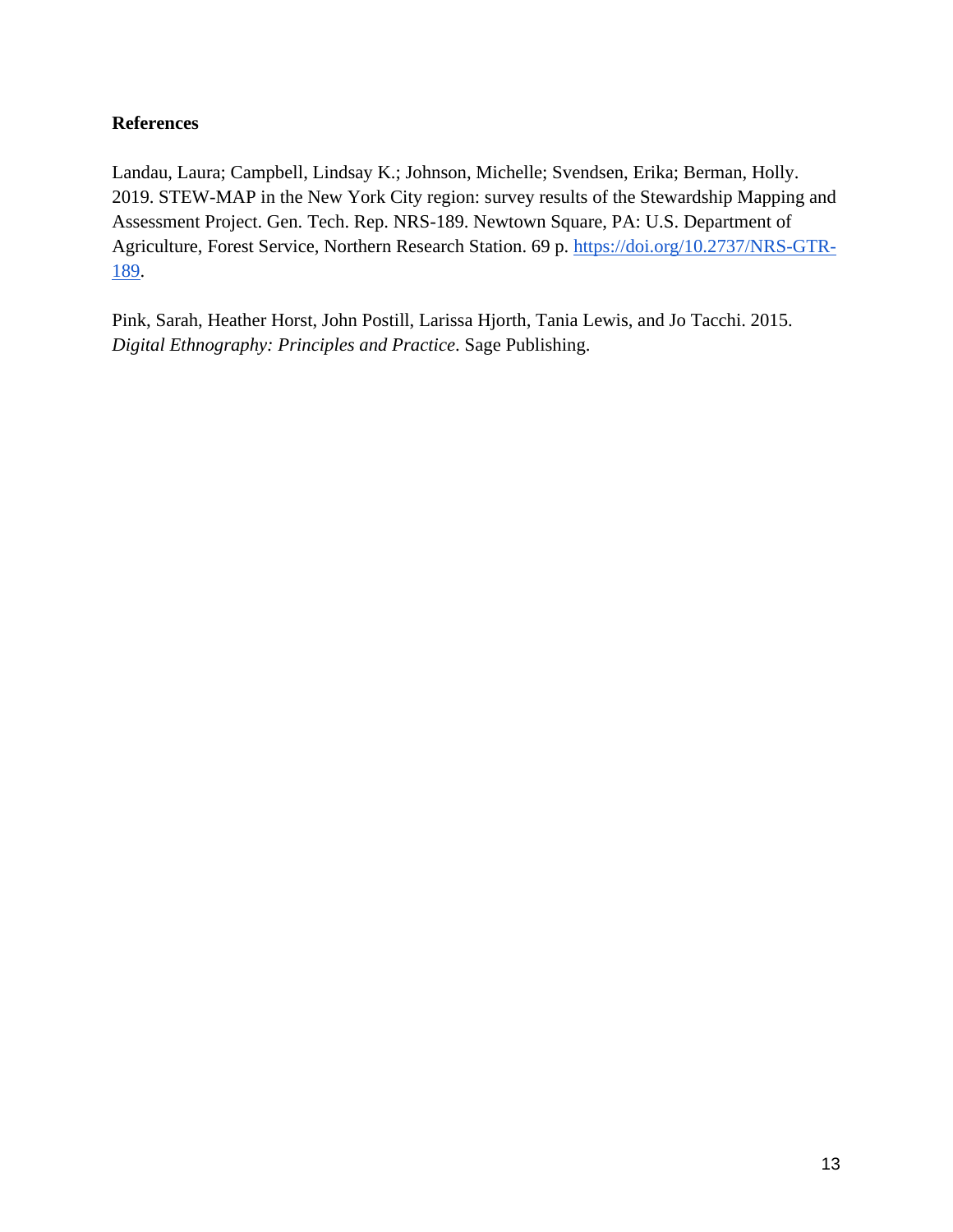**References**

Landau, Laura; Campbell, Lindsay K.; Johnson, Michelle; Svendsen, Erika; Berman, Holly. 2019. STEW-MAP in the New York City region: survey results of the Stewardship Mapping and Assessment Project. Gen. Tech. Rep. NRS-189. Newtown Square, PA: U.S. Department of Agriculture, Forest Service, Northern Research Station. 69 p. https://doi.org/10.2737/NRS-GTR-189.

Pink, Sarah, Heather Horst, John Postill, Larissa Hjorth, Tania Lewis, and Jo Tacchi. 2015. *Digital Ethnography: Principles and Practice*. Sage Publishing.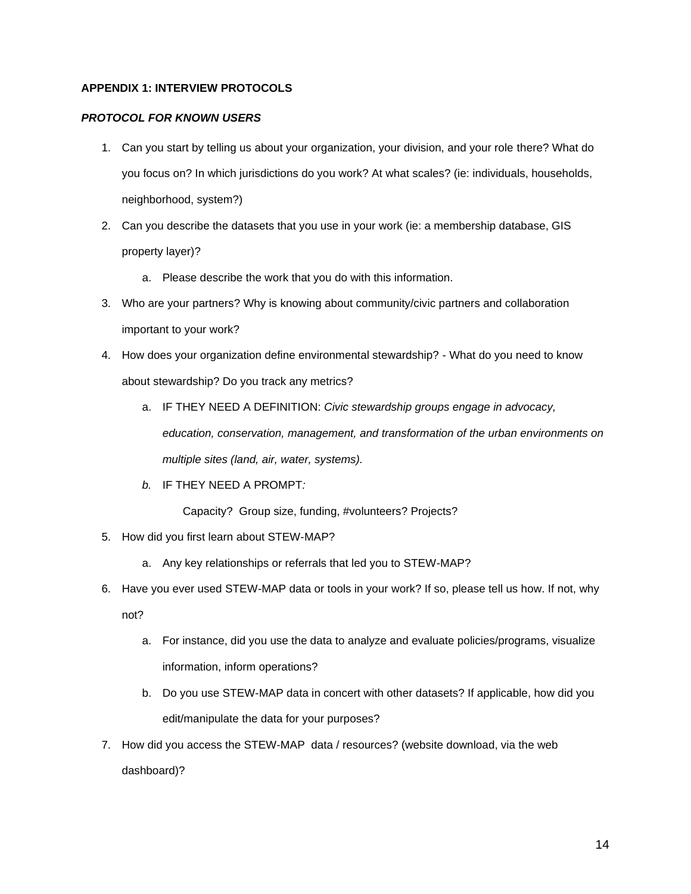**APPENDIX 1: INTERVIEW PROTOCOLS**

***PROTOCOL FOR KNOWN USERS***

1. Can you start by telling us about your organization, your division, and your role there? What do you focus on? In which jurisdictions do you work? At what scales? (ie: individuals, households, neighborhood, system?)
2. Can you describe the datasets that you use in your work (ie: a membership database, GIS property layer)?
   a. Please describe the work that you do with this information.
3. Who are your partners? Why is knowing about community/civic partners and collaboration important to your work?
4. How does your organization define environmental stewardship? - What do you need to know about stewardship? Do you track any metrics?
   a. IF THEY NEED A DEFINITION: *Civic stewardship groups engage in advocacy, education, conservation, management, and transformation of the urban environments on multiple sites (land, air, water, systems).*
   *b.* IF THEY NEED A PROMPT*:*

      Capacity? Group size, funding, #volunteers? Projects?
5. How did you first learn about STEW-MAP?
   a. Any key relationships or referrals that led you to STEW-MAP?
6. Have you ever used STEW-MAP data or tools in your work? If so, please tell us how. If not, why not?
   a. For instance, did you use the data to analyze and evaluate policies/programs, visualize information, inform operations?
   b. Do you use STEW-MAP data in concert with other datasets? If applicable, how did you edit/manipulate the data for your purposes?
7. How did you access the STEW-MAP data / resources? (website download, via the web dashboard)?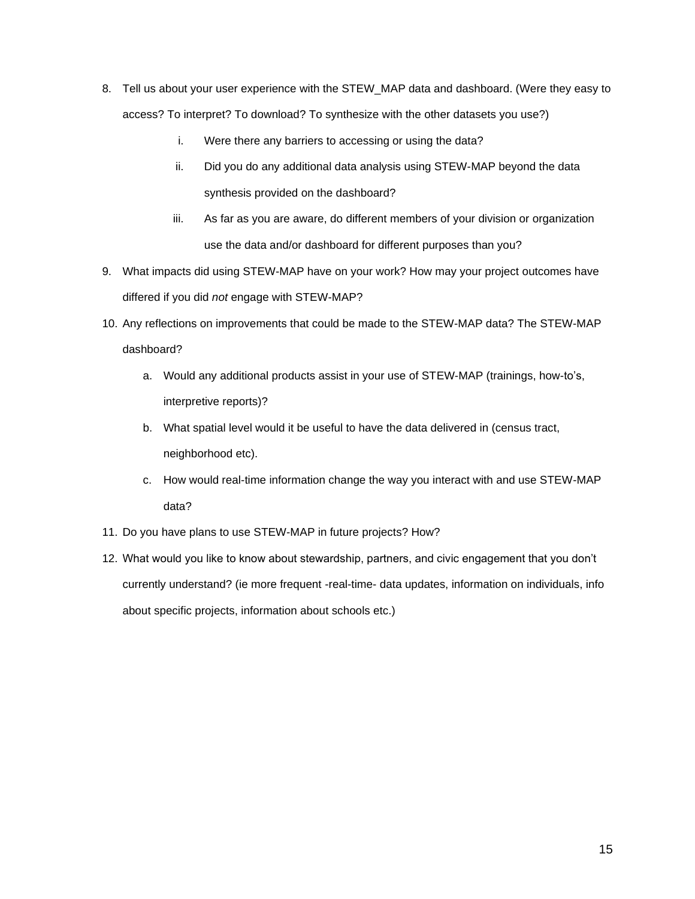8. Tell us about your user experience with the STEW_MAP data and dashboard. (Were they easy to access? To interpret? To download? To synthesize with the other datasets you use?)

   i. Were there any barriers to accessing or using the data?

   ii. Did you do any additional data analysis using STEW-MAP beyond the data synthesis provided on the dashboard?

   iii. As far as you are aware, do different members of your division or organization use the data and/or dashboard for different purposes than you?

9. What impacts did using STEW-MAP have on your work? How may your project outcomes have differed if you did *not* engage with STEW-MAP?

10. Any reflections on improvements that could be made to the STEW-MAP data? The STEW-MAP dashboard?

    a. Would any additional products assist in your use of STEW-MAP (trainings, how-to's, interpretive reports)?

    b. What spatial level would it be useful to have the data delivered in (census tract, neighborhood etc).

    c. How would real-time information change the way you interact with and use STEW-MAP data?

11. Do you have plans to use STEW-MAP in future projects? How?

12. What would you like to know about stewardship, partners, and civic engagement that you don't currently understand? (ie more frequent -real-time- data updates, information on individuals, info about specific projects, information about schools etc.)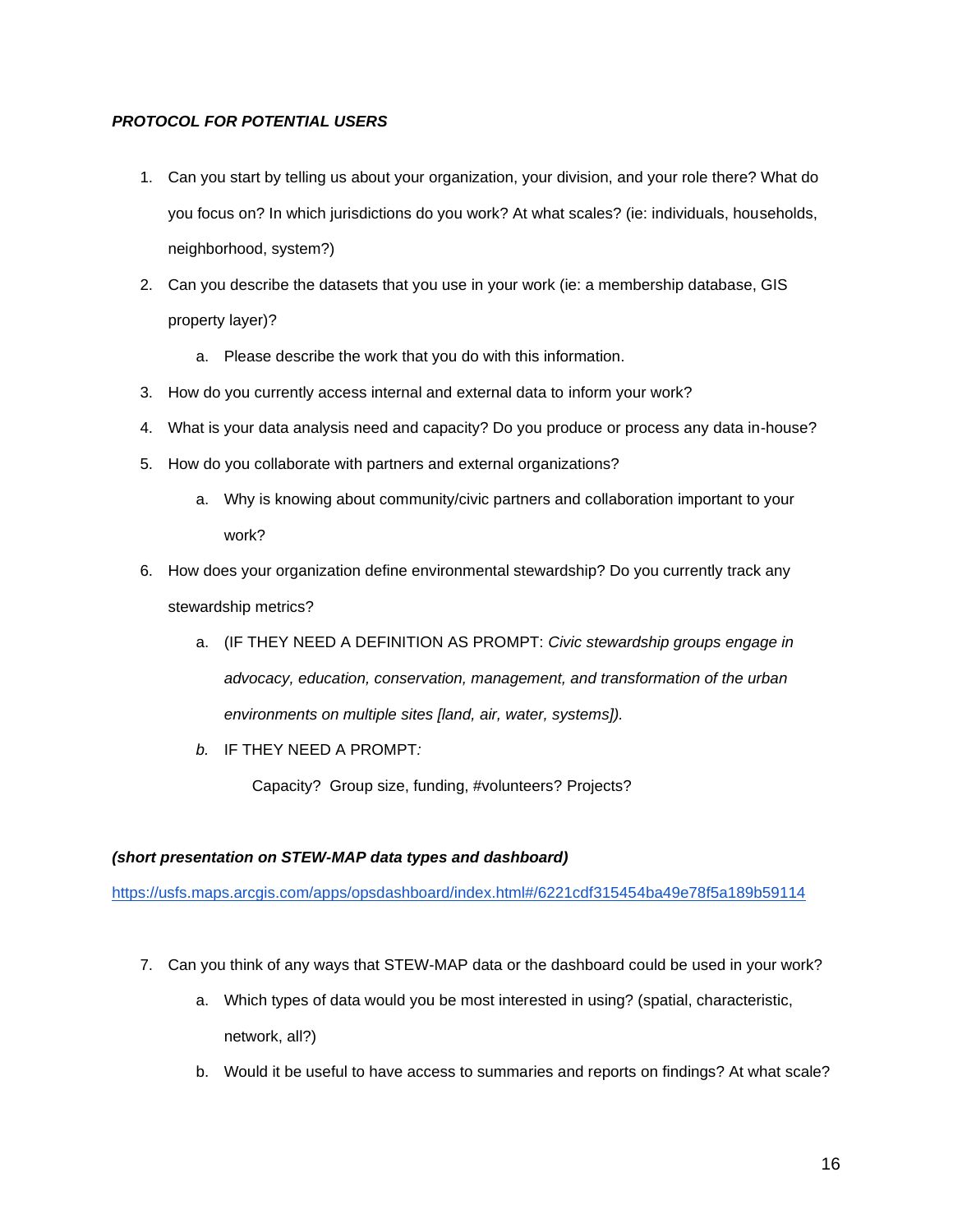***PROTOCOL FOR POTENTIAL USERS***

1. Can you start by telling us about your organization, your division, and your role there? What do you focus on? In which jurisdictions do you work? At what scales? (ie: individuals, households, neighborhood, system?)
2. Can you describe the datasets that you use in your work (ie: a membership database, GIS property layer)?
   a. Please describe the work that you do with this information.
3. How do you currently access internal and external data to inform your work?
4. What is your data analysis need and capacity? Do you produce or process any data in-house?
5. How do you collaborate with partners and external organizations?
   a. Why is knowing about community/civic partners and collaboration important to your work?
6. How does your organization define environmental stewardship? Do you currently track any stewardship metrics?
   a. (IF THEY NEED A DEFINITION AS PROMPT: *Civic stewardship groups engage in advocacy, education, conservation, management, and transformation of the urban environments on multiple sites [land, air, water, systems]).*
   *b.* IF THEY NEED A PROMPT*:*

      Capacity? Group size, funding, #volunteers? Projects?

***(short presentation on STEW-MAP data types and dashboard)***

https://usfs.maps.arcgis.com/apps/opsdashboard/index.html#/6221cdf315454ba49e78f5a189b59114

7. Can you think of any ways that STEW-MAP data or the dashboard could be used in your work?
   a. Which types of data would you be most interested in using? (spatial, characteristic, network, all?)
   b. Would it be useful to have access to summaries and reports on findings? At what scale?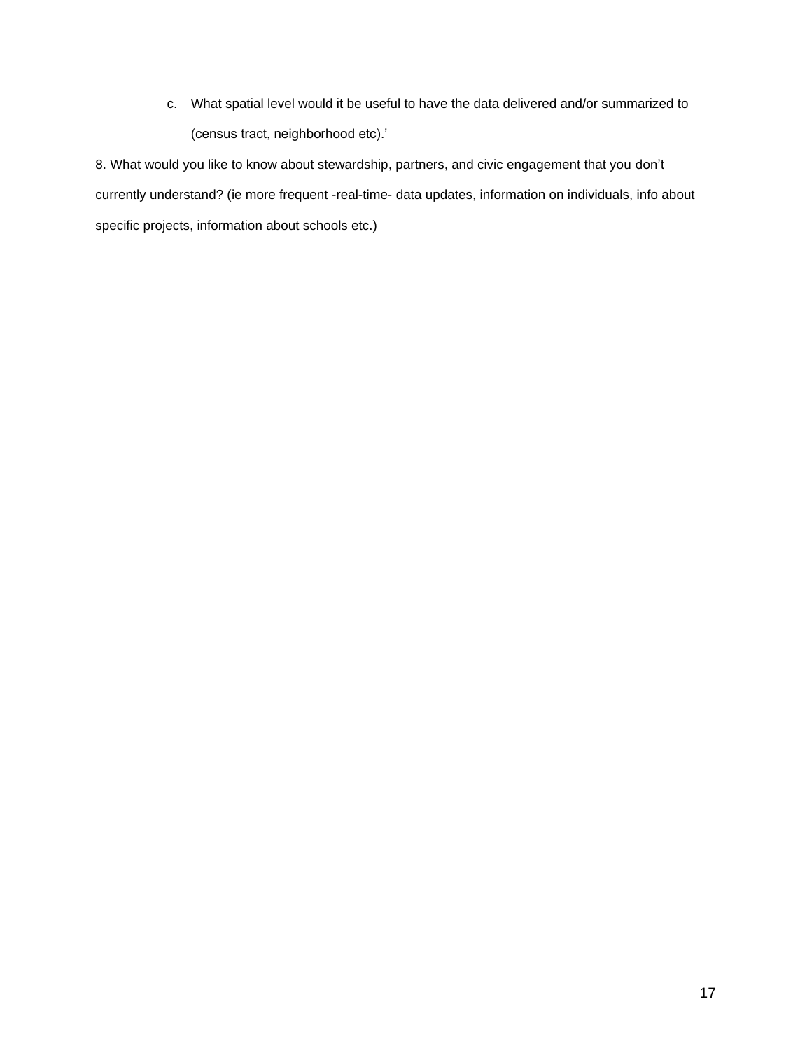c. What spatial level would it be useful to have the data delivered and/or summarized to (census tract, neighborhood etc).'

8. What would you like to know about stewardship, partners, and civic engagement that you don't currently understand? (ie more frequent -real-time- data updates, information on individuals, info about specific projects, information about schools etc.)